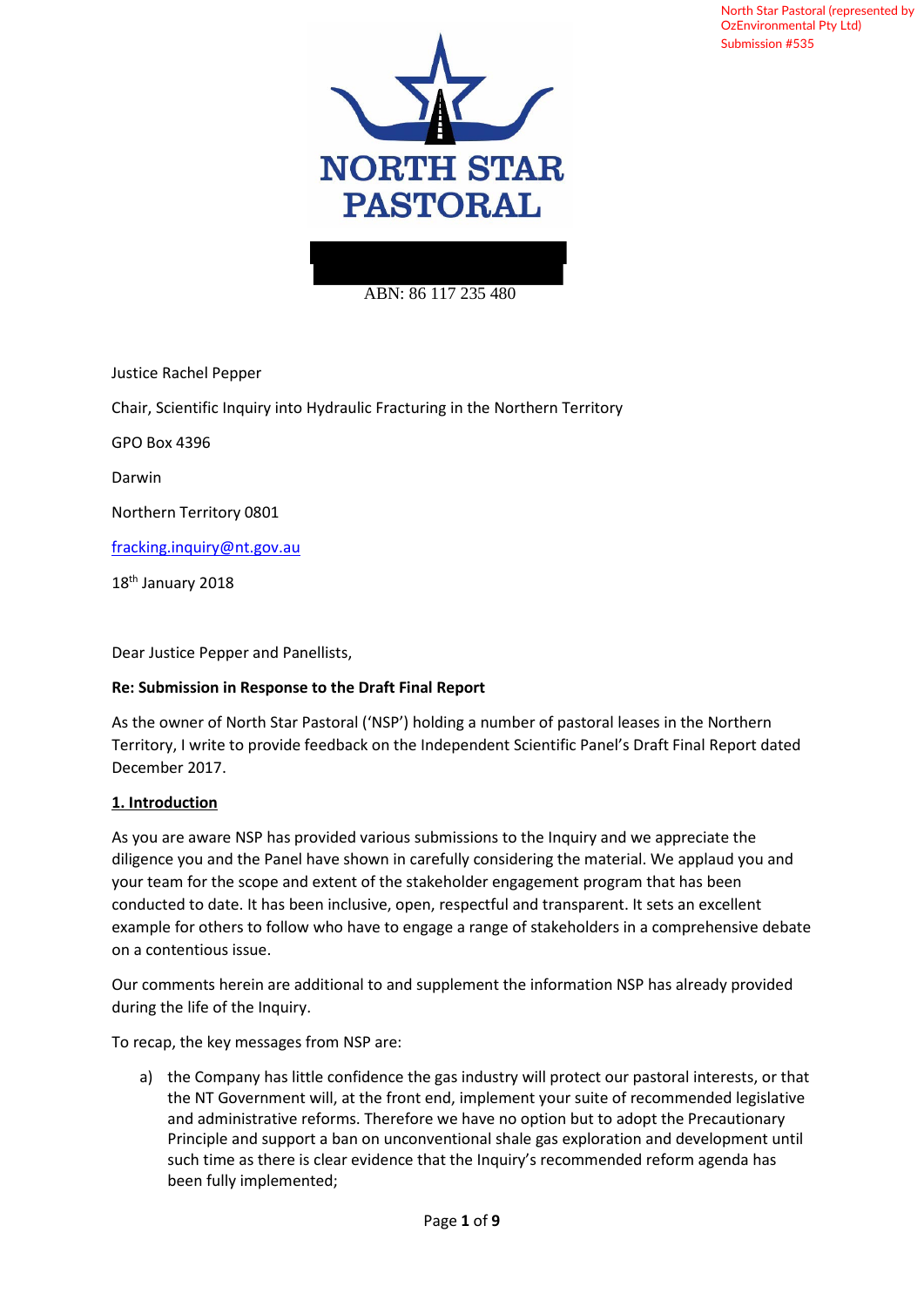North Star Pastoral (represented by OzEnvironmental Pty Ltd)
Submission #535

NORTH STAR PASTORAL

ABN: 86 117 235 480

Justice Rachel Pepper

Chair, Scientific Inquiry into Hydraulic Fracturing in the Northern Territory

GPO Box 4396

Darwin

Northern Territory 0801

fracking.inquiry@nt.gov.au

18th January 2018

Dear Justice Pepper and Panellists,

**Re: Submission in Response to the Draft Final Report**

As the owner of North Star Pastoral ('NSP') holding a number of pastoral leases in the Northern Territory, I write to provide feedback on the Independent Scientific Panel's Draft Final Report dated December 2017.

## 1. Introduction

As you are aware NSP has provided various submissions to the Inquiry and we appreciate the diligence you and the Panel have shown in carefully considering the material. We applaud you and your team for the scope and extent of the stakeholder engagement program that has been conducted to date. It has been inclusive, open, respectful and transparent. It sets an excellent example for others to follow who have to engage a range of stakeholders in a comprehensive debate on a contentious issue.

Our comments herein are additional to and supplement the information NSP has already provided during the life of the Inquiry.

To recap, the key messages from NSP are:

a) the Company has little confidence the gas industry will protect our pastoral interests, or that the NT Government will, at the front end, implement your suite of recommended legislative and administrative reforms. Therefore we have no option but to adopt the Precautionary Principle and support a ban on unconventional shale gas exploration and development until such time as there is clear evidence that the Inquiry's recommended reform agenda has been fully implemented;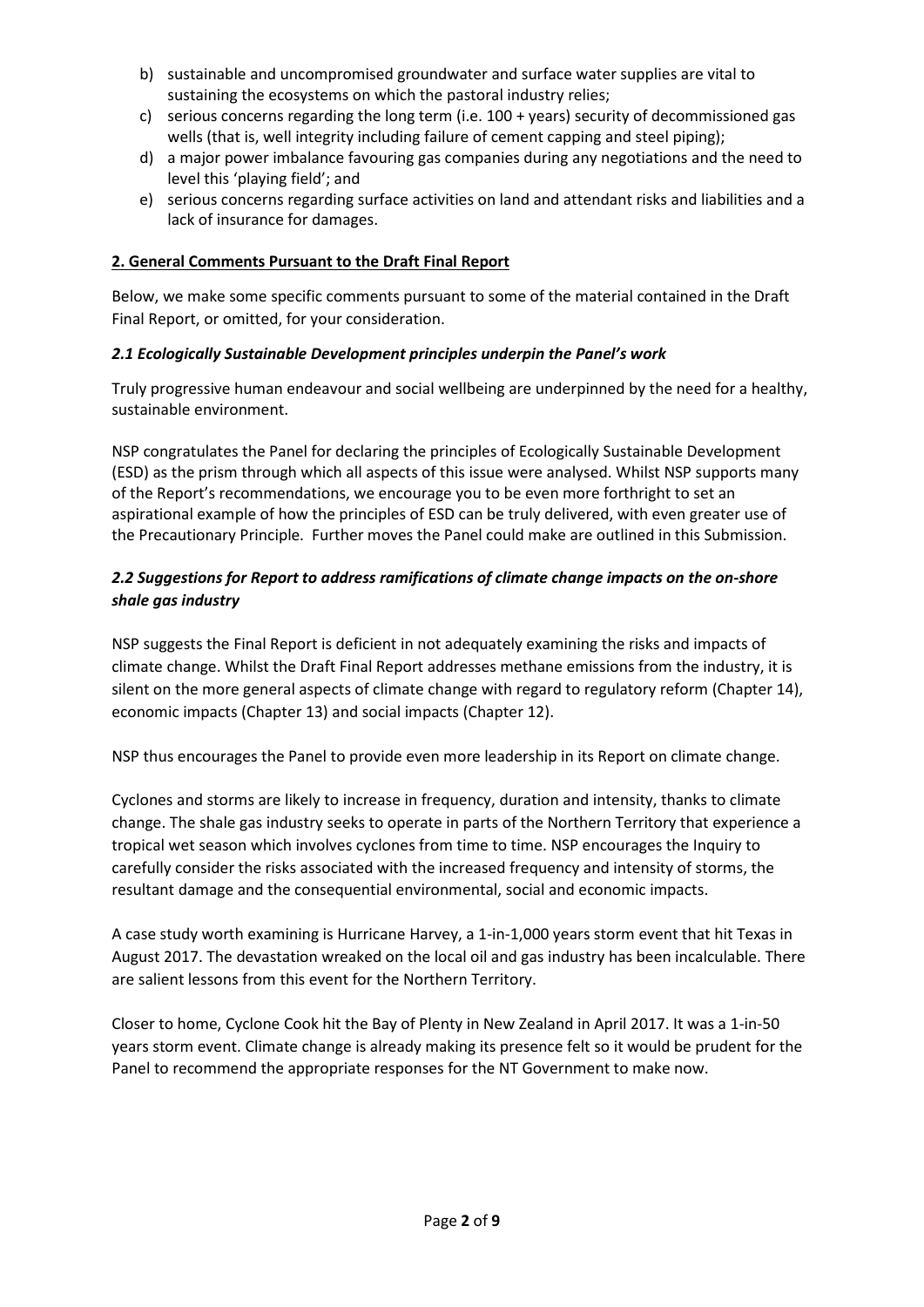b) sustainable and uncompromised groundwater and surface water supplies are vital to sustaining the ecosystems on which the pastoral industry relies;
c) serious concerns regarding the long term (i.e. 100 + years) security of decommissioned gas wells (that is, well integrity including failure of cement capping and steel piping);
d) a major power imbalance favouring gas companies during any negotiations and the need to level this 'playing field'; and
e) serious concerns regarding surface activities on land and attendant risks and liabilities and a lack of insurance for damages.

## 2. General Comments Pursuant to the Draft Final Report

Below, we make some specific comments pursuant to some of the material contained in the Draft Final Report, or omitted, for your consideration.

### *2.1 Ecologically Sustainable Development principles underpin the Panel's work*

Truly progressive human endeavour and social wellbeing are underpinned by the need for a healthy, sustainable environment.

NSP congratulates the Panel for declaring the principles of Ecologically Sustainable Development (ESD) as the prism through which all aspects of this issue were analysed. Whilst NSP supports many of the Report's recommendations, we encourage you to be even more forthright to set an aspirational example of how the principles of ESD can be truly delivered, with even greater use of the Precautionary Principle. Further moves the Panel could make are outlined in this Submission.

### *2.2 Suggestions for Report to address ramifications of climate change impacts on the on-shore shale gas industry*

NSP suggests the Final Report is deficient in not adequately examining the risks and impacts of climate change. Whilst the Draft Final Report addresses methane emissions from the industry, it is silent on the more general aspects of climate change with regard to regulatory reform (Chapter 14), economic impacts (Chapter 13) and social impacts (Chapter 12).

NSP thus encourages the Panel to provide even more leadership in its Report on climate change.

Cyclones and storms are likely to increase in frequency, duration and intensity, thanks to climate change. The shale gas industry seeks to operate in parts of the Northern Territory that experience a tropical wet season which involves cyclones from time to time. NSP encourages the Inquiry to carefully consider the risks associated with the increased frequency and intensity of storms, the resultant damage and the consequential environmental, social and economic impacts.

A case study worth examining is Hurricane Harvey, a 1-in-1,000 years storm event that hit Texas in August 2017. The devastation wreaked on the local oil and gas industry has been incalculable. There are salient lessons from this event for the Northern Territory.

Closer to home, Cyclone Cook hit the Bay of Plenty in New Zealand in April 2017. It was a 1-in-50 years storm event. Climate change is already making its presence felt so it would be prudent for the Panel to recommend the appropriate responses for the NT Government to make now.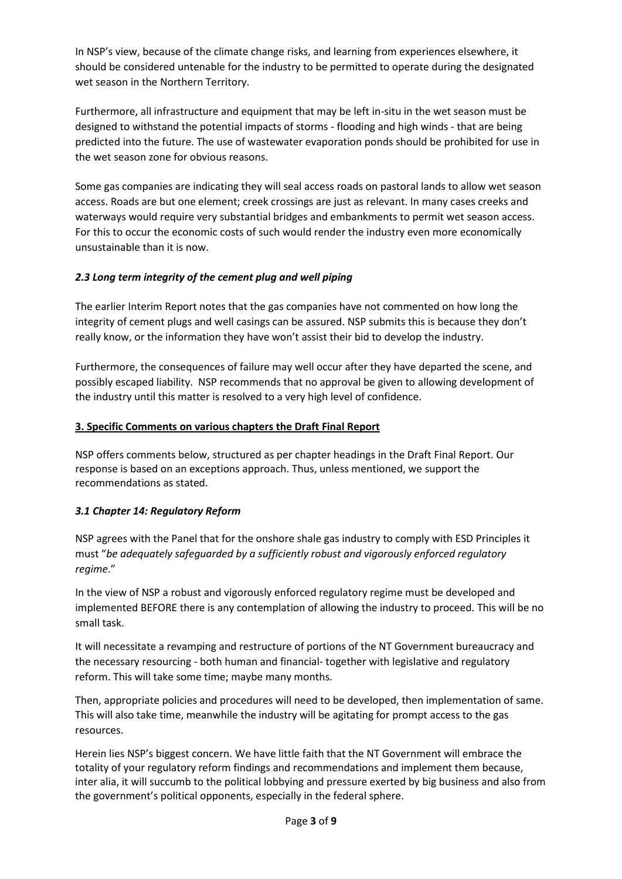In NSP's view, because of the climate change risks, and learning from experiences elsewhere, it should be considered untenable for the industry to be permitted to operate during the designated wet season in the Northern Territory.

Furthermore, all infrastructure and equipment that may be left in-situ in the wet season must be designed to withstand the potential impacts of storms - flooding and high winds - that are being predicted into the future. The use of wastewater evaporation ponds should be prohibited for use in the wet season zone for obvious reasons.

Some gas companies are indicating they will seal access roads on pastoral lands to allow wet season access. Roads are but one element; creek crossings are just as relevant. In many cases creeks and waterways would require very substantial bridges and embankments to permit wet season access. For this to occur the economic costs of such would render the industry even more economically unsustainable than it is now.

### *2.3 Long term integrity of the cement plug and well piping*

The earlier Interim Report notes that the gas companies have not commented on how long the integrity of cement plugs and well casings can be assured. NSP submits this is because they don't really know, or the information they have won't assist their bid to develop the industry.

Furthermore, the consequences of failure may well occur after they have departed the scene, and possibly escaped liability. NSP recommends that no approval be given to allowing development of the industry until this matter is resolved to a very high level of confidence.

## 3. Specific Comments on various chapters the Draft Final Report

NSP offers comments below, structured as per chapter headings in the Draft Final Report. Our response is based on an exceptions approach. Thus, unless mentioned, we support the recommendations as stated.

### *3.1 Chapter 14: Regulatory Reform*

NSP agrees with the Panel that for the onshore shale gas industry to comply with ESD Principles it must "*be adequately safeguarded by a sufficiently robust and vigorously enforced regulatory regime*."

In the view of NSP a robust and vigorously enforced regulatory regime must be developed and implemented BEFORE there is any contemplation of allowing the industry to proceed. This will be no small task.

It will necessitate a revamping and restructure of portions of the NT Government bureaucracy and the necessary resourcing - both human and financial- together with legislative and regulatory reform. This will take some time; maybe many months.

Then, appropriate policies and procedures will need to be developed, then implementation of same. This will also take time, meanwhile the industry will be agitating for prompt access to the gas resources.

Herein lies NSP's biggest concern. We have little faith that the NT Government will embrace the totality of your regulatory reform findings and recommendations and implement them because, inter alia, it will succumb to the political lobbying and pressure exerted by big business and also from the government's political opponents, especially in the federal sphere.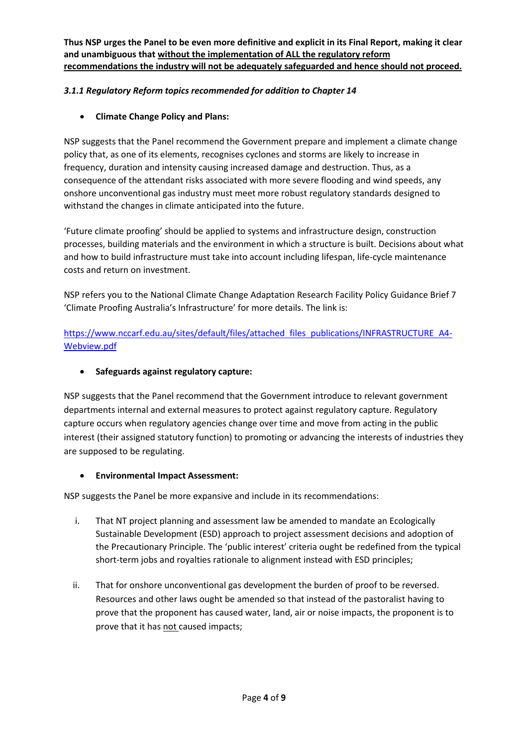**Thus NSP urges the Panel to be even more definitive and explicit in its Final Report, making it clear and unambiguous that <u>without the implementation of ALL the regulatory reform recommendations the industry will not be adequately safeguarded and hence should not proceed.</u>**

### *3.1.1 Regulatory Reform topics recommended for addition to Chapter 14*

- **Climate Change Policy and Plans:**

NSP suggests that the Panel recommend the Government prepare and implement a climate change policy that, as one of its elements, recognises cyclones and storms are likely to increase in frequency, duration and intensity causing increased damage and destruction. Thus, as a consequence of the attendant risks associated with more severe flooding and wind speeds, any onshore unconventional gas industry must meet more robust regulatory standards designed to withstand the changes in climate anticipated into the future.

'Future climate proofing' should be applied to systems and infrastructure design, construction processes, building materials and the environment in which a structure is built. Decisions about what and how to build infrastructure must take into account including lifespan, life-cycle maintenance costs and return on investment.

NSP refers you to the National Climate Change Adaptation Research Facility Policy Guidance Brief 7 'Climate Proofing Australia's Infrastructure' for more details. The link is:

https://www.nccarf.edu.au/sites/default/files/attached_files_publications/INFRASTRUCTURE_A4-Webview.pdf

- **Safeguards against regulatory capture:**

NSP suggests that the Panel recommend that the Government introduce to relevant government departments internal and external measures to protect against regulatory capture. Regulatory capture occurs when regulatory agencies change over time and move from acting in the public interest (their assigned statutory function) to promoting or advancing the interests of industries they are supposed to be regulating.

- **Environmental Impact Assessment:**

NSP suggests the Panel be more expansive and include in its recommendations:

i. That NT project planning and assessment law be amended to mandate an Ecologically Sustainable Development (ESD) approach to project assessment decisions and adoption of the Precautionary Principle. The 'public interest' criteria ought be redefined from the typical short-term jobs and royalties rationale to alignment instead with ESD principles;

ii. That for onshore unconventional gas development the burden of proof to be reversed. Resources and other laws ought be amended so that instead of the pastoralist having to prove that the proponent has caused water, land, air or noise impacts, the proponent is to prove that it has <u>not</u> caused impacts;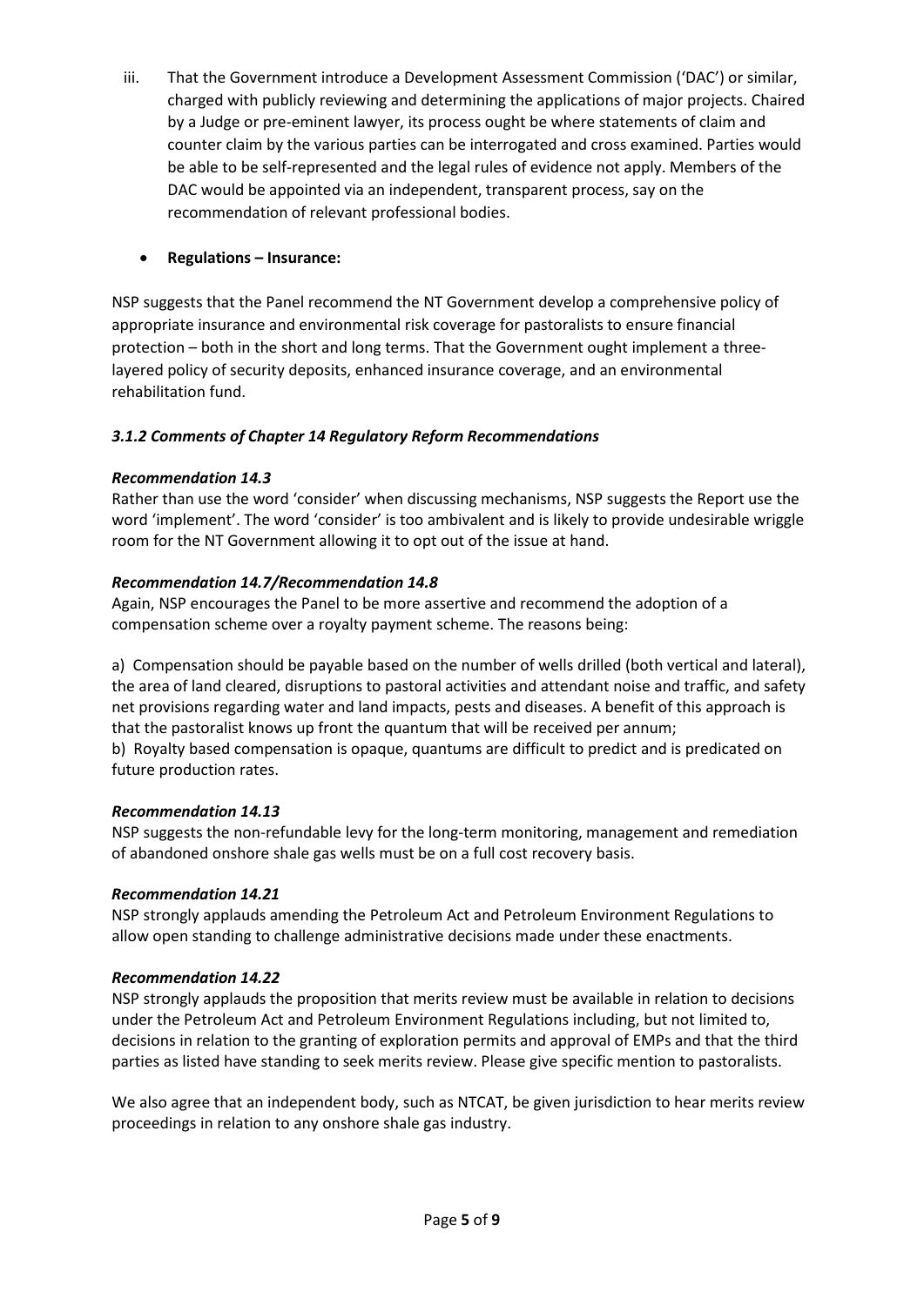iii. That the Government introduce a Development Assessment Commission ('DAC') or similar, charged with publicly reviewing and determining the applications of major projects. Chaired by a Judge or pre-eminent lawyer, its process ought be where statements of claim and counter claim by the various parties can be interrogated and cross examined. Parties would be able to be self-represented and the legal rules of evidence not apply. Members of the DAC would be appointed via an independent, transparent process, say on the recommendation of relevant professional bodies.

- **Regulations – Insurance:**

NSP suggests that the Panel recommend the NT Government develop a comprehensive policy of appropriate insurance and environmental risk coverage for pastoralists to ensure financial protection – both in the short and long terms. That the Government ought implement a three-layered policy of security deposits, enhanced insurance coverage, and an environmental rehabilitation fund.

### *3.1.2 Comments of Chapter 14 Regulatory Reform Recommendations*

#### *Recommendation 14.3*

Rather than use the word 'consider' when discussing mechanisms, NSP suggests the Report use the word 'implement'. The word 'consider' is too ambivalent and is likely to provide undesirable wriggle room for the NT Government allowing it to opt out of the issue at hand.

#### *Recommendation 14.7/Recommendation 14.8*

Again, NSP encourages the Panel to be more assertive and recommend the adoption of a compensation scheme over a royalty payment scheme. The reasons being:

a) Compensation should be payable based on the number of wells drilled (both vertical and lateral), the area of land cleared, disruptions to pastoral activities and attendant noise and traffic, and safety net provisions regarding water and land impacts, pests and diseases. A benefit of this approach is that the pastoralist knows up front the quantum that will be received per annum;
b) Royalty based compensation is opaque, quantums are difficult to predict and is predicated on future production rates.

#### *Recommendation 14.13*

NSP suggests the non-refundable levy for the long-term monitoring, management and remediation of abandoned onshore shale gas wells must be on a full cost recovery basis.

#### *Recommendation 14.21*

NSP strongly applauds amending the Petroleum Act and Petroleum Environment Regulations to allow open standing to challenge administrative decisions made under these enactments.

#### *Recommendation 14.22*

NSP strongly applauds the proposition that merits review must be available in relation to decisions under the Petroleum Act and Petroleum Environment Regulations including, but not limited to, decisions in relation to the granting of exploration permits and approval of EMPs and that the third parties as listed have standing to seek merits review. Please give specific mention to pastoralists.

We also agree that an independent body, such as NTCAT, be given jurisdiction to hear merits review proceedings in relation to any onshore shale gas industry.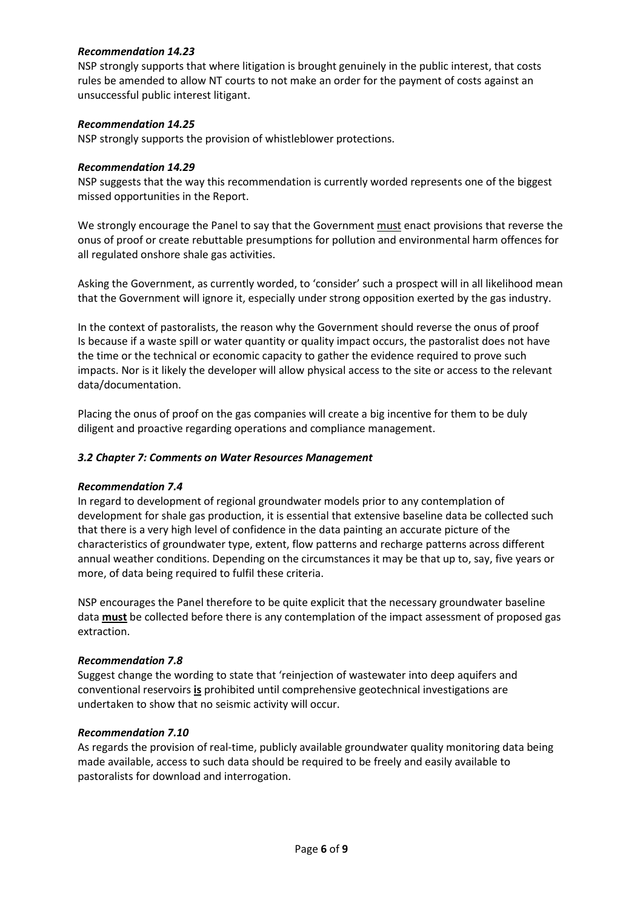*Recommendation 14.23*

NSP strongly supports that where litigation is brought genuinely in the public interest, that costs rules be amended to allow NT courts to not make an order for the payment of costs against an unsuccessful public interest litigant.

*Recommendation 14.25*

NSP strongly supports the provision of whistleblower protections.

*Recommendation 14.29*

NSP suggests that the way this recommendation is currently worded represents one of the biggest missed opportunities in the Report.

We strongly encourage the Panel to say that the Government <u>must</u> enact provisions that reverse the onus of proof or create rebuttable presumptions for pollution and environmental harm offences for all regulated onshore shale gas activities.

Asking the Government, as currently worded, to 'consider' such a prospect will in all likelihood mean that the Government will ignore it, especially under strong opposition exerted by the gas industry.

In the context of pastoralists, the reason why the Government should reverse the onus of proof Is because if a waste spill or water quantity or quality impact occurs, the pastoralist does not have the time or the technical or economic capacity to gather the evidence required to prove such impacts. Nor is it likely the developer will allow physical access to the site or access to the relevant data/documentation.

Placing the onus of proof on the gas companies will create a big incentive for them to be duly diligent and proactive regarding operations and compliance management.

### *3.2 Chapter 7: Comments on Water Resources Management*

*Recommendation 7.4*

In regard to development of regional groundwater models prior to any contemplation of development for shale gas production, it is essential that extensive baseline data be collected such that there is a very high level of confidence in the data painting an accurate picture of the characteristics of groundwater type, extent, flow patterns and recharge patterns across different annual weather conditions. Depending on the circumstances it may be that up to, say, five years or more, of data being required to fulfil these criteria.

NSP encourages the Panel therefore to be quite explicit that the necessary groundwater baseline data <u>**must**</u> be collected before there is any contemplation of the impact assessment of proposed gas extraction.

*Recommendation 7.8*

Suggest change the wording to state that 'reinjection of wastewater into deep aquifers and conventional reservoirs <u>**is**</u> prohibited until comprehensive geotechnical investigations are undertaken to show that no seismic activity will occur.

*Recommendation 7.10*

As regards the provision of real-time, publicly available groundwater quality monitoring data being made available, access to such data should be required to be freely and easily available to pastoralists for download and interrogation.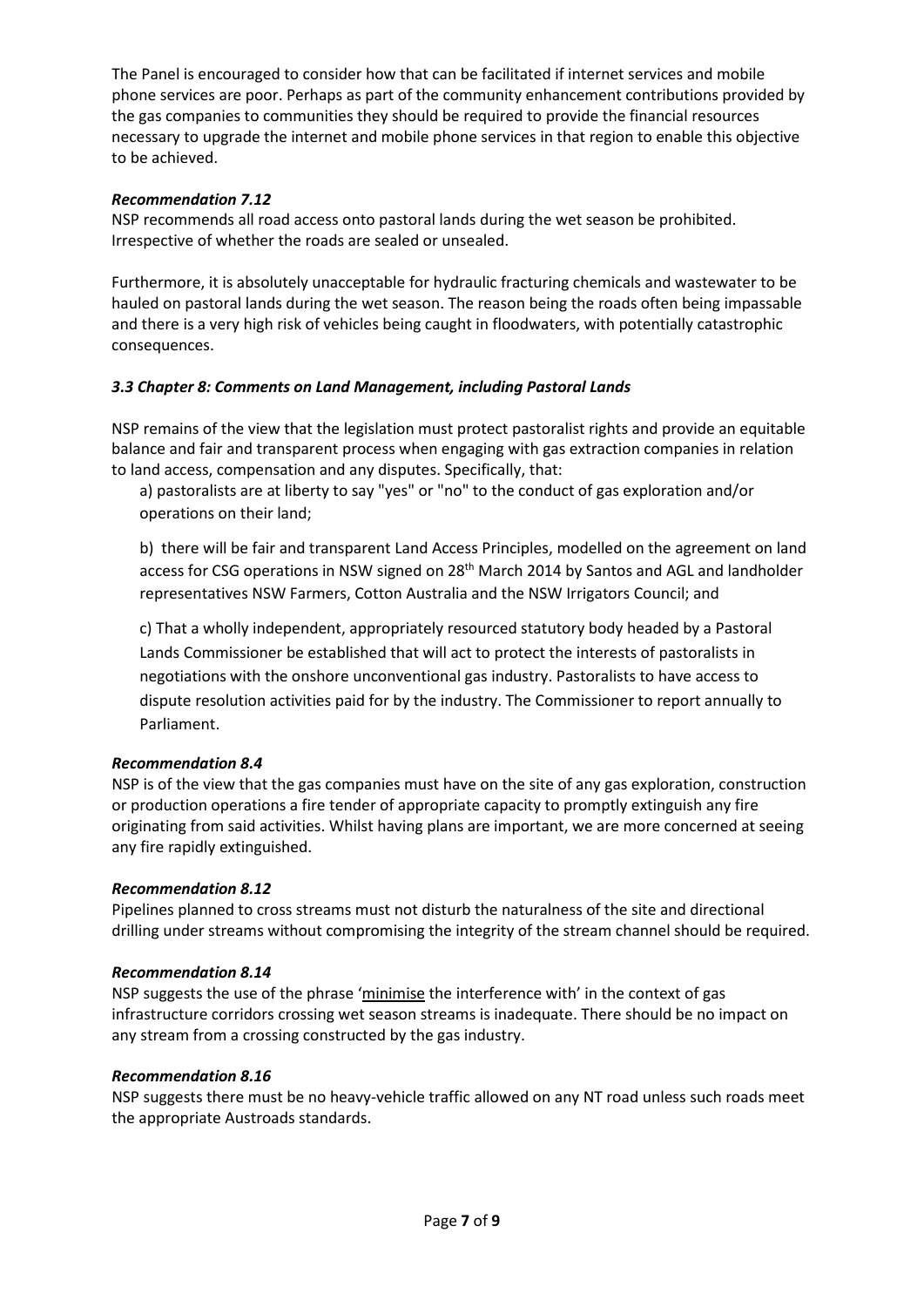The Panel is encouraged to consider how that can be facilitated if internet services and mobile phone services are poor. Perhaps as part of the community enhancement contributions provided by the gas companies to communities they should be required to provide the financial resources necessary to upgrade the internet and mobile phone services in that region to enable this objective to be achieved.

#### *Recommendation 7.12*

NSP recommends all road access onto pastoral lands during the wet season be prohibited. Irrespective of whether the roads are sealed or unsealed.

Furthermore, it is absolutely unacceptable for hydraulic fracturing chemicals and wastewater to be hauled on pastoral lands during the wet season. The reason being the roads often being impassable and there is a very high risk of vehicles being caught in floodwaters, with potentially catastrophic consequences.

### *3.3 Chapter 8: Comments on Land Management, including Pastoral Lands*

NSP remains of the view that the legislation must protect pastoralist rights and provide an equitable balance and fair and transparent process when engaging with gas extraction companies in relation to land access, compensation and any disputes. Specifically, that:

a) pastoralists are at liberty to say "yes" or "no" to the conduct of gas exploration and/or operations on their land;

b) there will be fair and transparent Land Access Principles, modelled on the agreement on land access for CSG operations in NSW signed on 28th March 2014 by Santos and AGL and landholder representatives NSW Farmers, Cotton Australia and the NSW Irrigators Council; and

c) That a wholly independent, appropriately resourced statutory body headed by a Pastoral Lands Commissioner be established that will act to protect the interests of pastoralists in negotiations with the onshore unconventional gas industry. Pastoralists to have access to dispute resolution activities paid for by the industry. The Commissioner to report annually to Parliament.

#### *Recommendation 8.4*

NSP is of the view that the gas companies must have on the site of any gas exploration, construction or production operations a fire tender of appropriate capacity to promptly extinguish any fire originating from said activities. Whilst having plans are important, we are more concerned at seeing any fire rapidly extinguished.

#### *Recommendation 8.12*

Pipelines planned to cross streams must not disturb the naturalness of the site and directional drilling under streams without compromising the integrity of the stream channel should be required.

#### *Recommendation 8.14*

NSP suggests the use of the phrase 'minimise the interference with' in the context of gas infrastructure corridors crossing wet season streams is inadequate. There should be no impact on any stream from a crossing constructed by the gas industry.

#### *Recommendation 8.16*

NSP suggests there must be no heavy-vehicle traffic allowed on any NT road unless such roads meet the appropriate Austroads standards.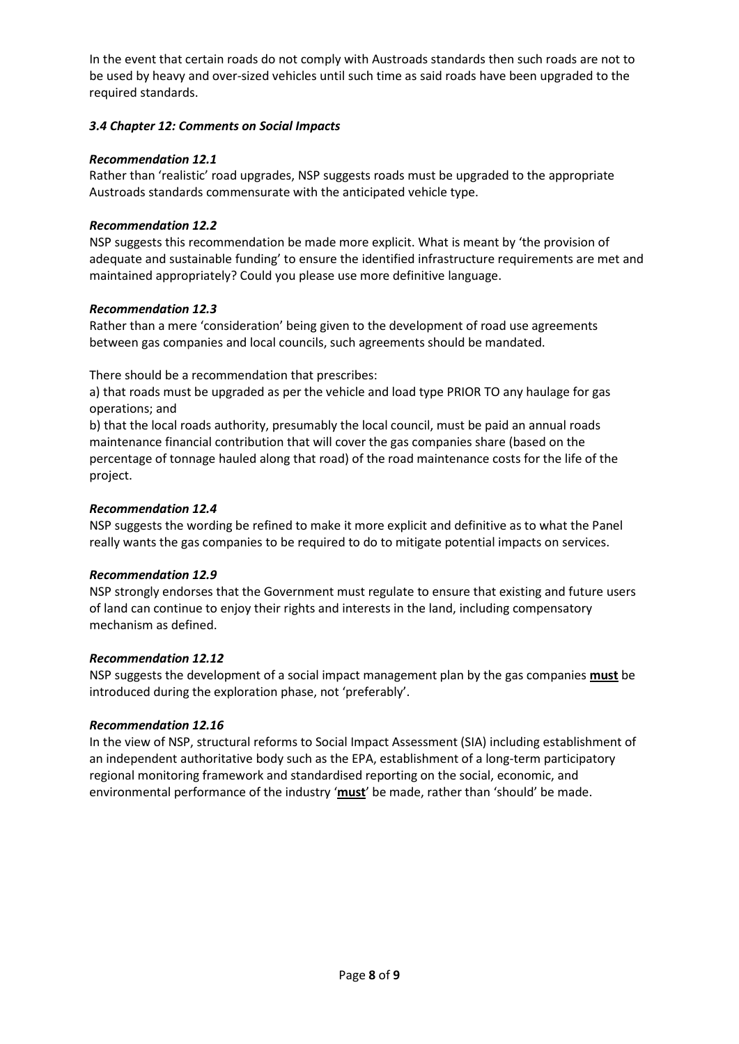In the event that certain roads do not comply with Austroads standards then such roads are not to be used by heavy and over-sized vehicles until such time as said roads have been upgraded to the required standards.

### *3.4 Chapter 12: Comments on Social Impacts*

#### *Recommendation 12.1*

Rather than 'realistic' road upgrades, NSP suggests roads must be upgraded to the appropriate Austroads standards commensurate with the anticipated vehicle type.

#### *Recommendation 12.2*

NSP suggests this recommendation be made more explicit. What is meant by 'the provision of adequate and sustainable funding' to ensure the identified infrastructure requirements are met and maintained appropriately? Could you please use more definitive language.

#### *Recommendation 12.3*

Rather than a mere 'consideration' being given to the development of road use agreements between gas companies and local councils, such agreements should be mandated.

There should be a recommendation that prescribes:

a) that roads must be upgraded as per the vehicle and load type PRIOR TO any haulage for gas operations; and

b) that the local roads authority, presumably the local council, must be paid an annual roads maintenance financial contribution that will cover the gas companies share (based on the percentage of tonnage hauled along that road) of the road maintenance costs for the life of the project.

#### *Recommendation 12.4*

NSP suggests the wording be refined to make it more explicit and definitive as to what the Panel really wants the gas companies to be required to do to mitigate potential impacts on services.

#### *Recommendation 12.9*

NSP strongly endorses that the Government must regulate to ensure that existing and future users of land can continue to enjoy their rights and interests in the land, including compensatory mechanism as defined.

#### *Recommendation 12.12*

NSP suggests the development of a social impact management plan by the gas companies **must** be introduced during the exploration phase, not 'preferably'.

#### *Recommendation 12.16*

In the view of NSP, structural reforms to Social Impact Assessment (SIA) including establishment of an independent authoritative body such as the EPA, establishment of a long-term participatory regional monitoring framework and standardised reporting on the social, economic, and environmental performance of the industry '**must**' be made, rather than 'should' be made.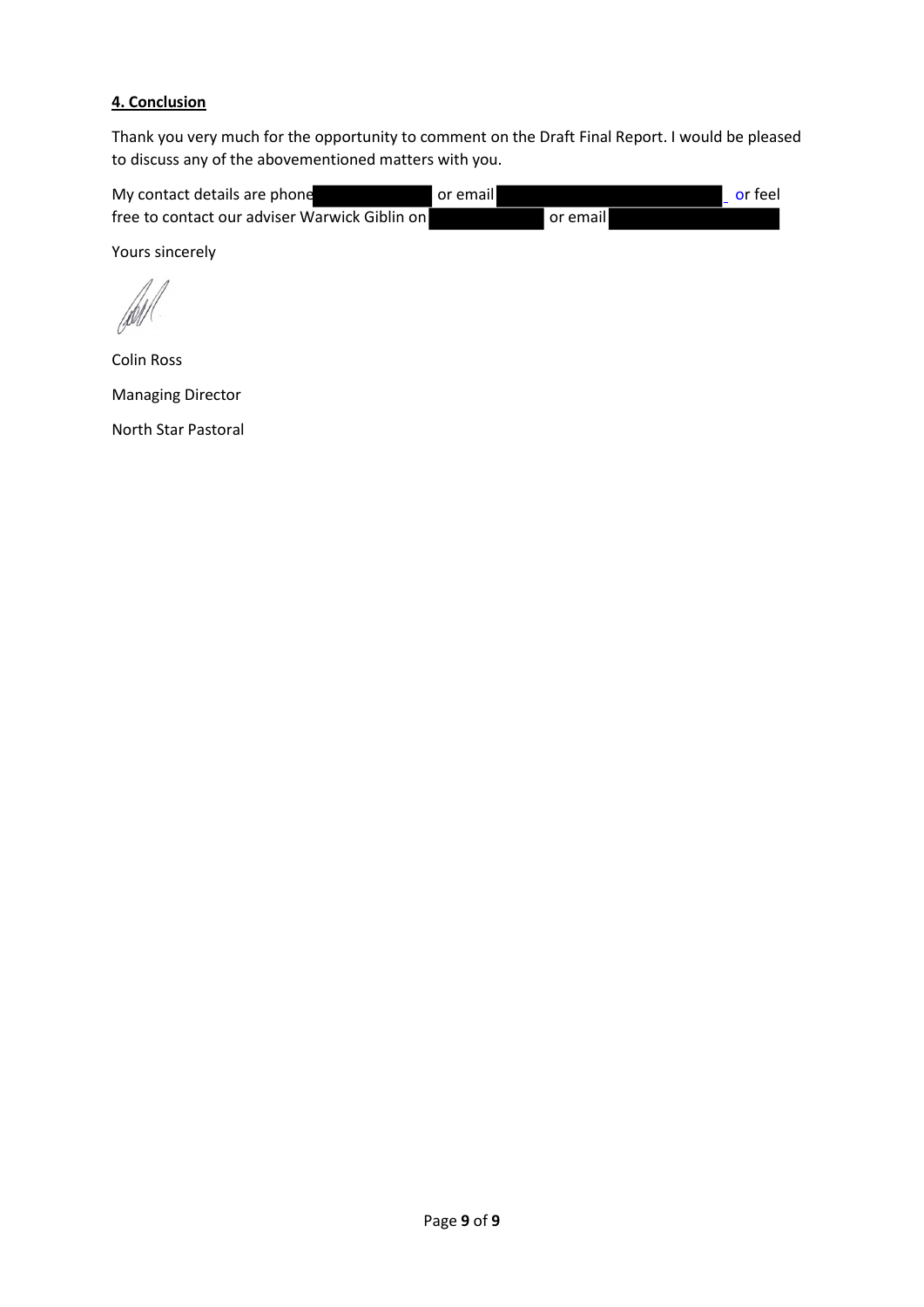**4. Conclusion**

Thank you very much for the opportunity to comment on the Draft Final Report. I would be pleased to discuss any of the abovementioned matters with you.

My contact details are phone [redacted] or email [redacted] or feel free to contact our adviser Warwick Giblin on [redacted] or email [redacted]

Yours sincerely

Colin Ross

Managing Director

North Star Pastoral